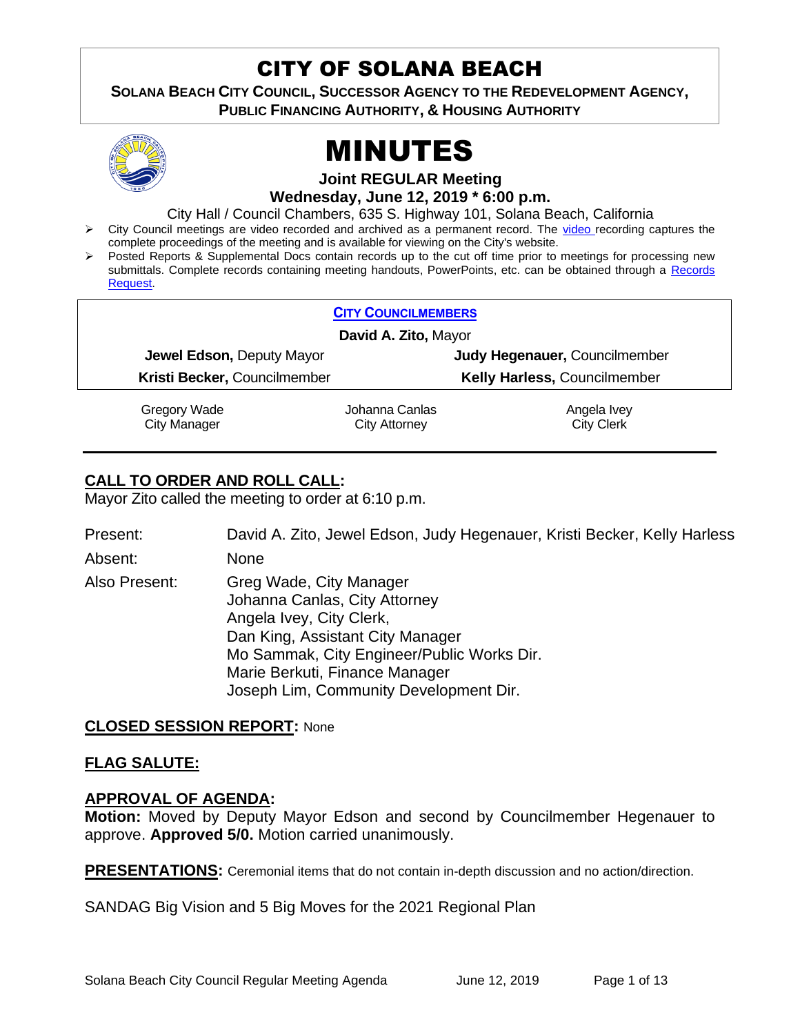# CITY OF SOLANA BEACH

**SOLANA BEACH CITY COUNCIL, SUCCESSOR AGENCY TO THE REDEVELOPMENT AGENCY, PUBLIC FINANCING AUTHORITY, & HOUSING AUTHORITY**

# MINUTES

**Joint REGULAR Meeting**

**Wednesday, June 12, 2019 * 6:00 p.m.**

City Hall / Council Chambers, 635 S. Highway 101, Solana Beach, California

- City Council meetings are video recorded and archived as a permanent record. The video recording captures the complete proceedings of the meeting and is available for viewing on the City's website.
- Posted Reports & Supplemental Docs contain records up to the cut off time prior to meetings for processing new submittals. Complete records containing meeting handouts, PowerPoints, etc. can be obtained through a Records Request.

**CITY COUNCILMEMBERS**

**David A. Zito,** Mayor

**Jewel Edson,** Deputy Mayor | **Judy Hegenauer,** Councilmember

**Kristi Becker,** Councilmember | **Kelly Harless,** Councilmember

| Gregory Wade | Johanna Canlas | Angela Ivey |
|---|---|---|
| City Manager | City Attorney | City Clerk |

## CALL TO ORDER AND ROLL CALL:

Mayor Zito called the meeting to order at 6:10 p.m.

Present: David A. Zito, Jewel Edson, Judy Hegenauer, Kristi Becker, Kelly Harless

Absent: None

Also Present: Greg Wade, City Manager
Johanna Canlas, City Attorney
Angela Ivey, City Clerk,
Dan King, Assistant City Manager
Mo Sammak, City Engineer/Public Works Dir.
Marie Berkuti, Finance Manager
Joseph Lim, Community Development Dir.

## CLOSED SESSION REPORT: None

## FLAG SALUTE:

## APPROVAL OF AGENDA:

**Motion:** Moved by Deputy Mayor Edson and second by Councilmember Hegenauer to approve. **Approved 5/0.** Motion carried unanimously.

## PRESENTATIONS: Ceremonial items that do not contain in-depth discussion and no action/direction.

SANDAG Big Vision and 5 Big Moves for the 2021 Regional Plan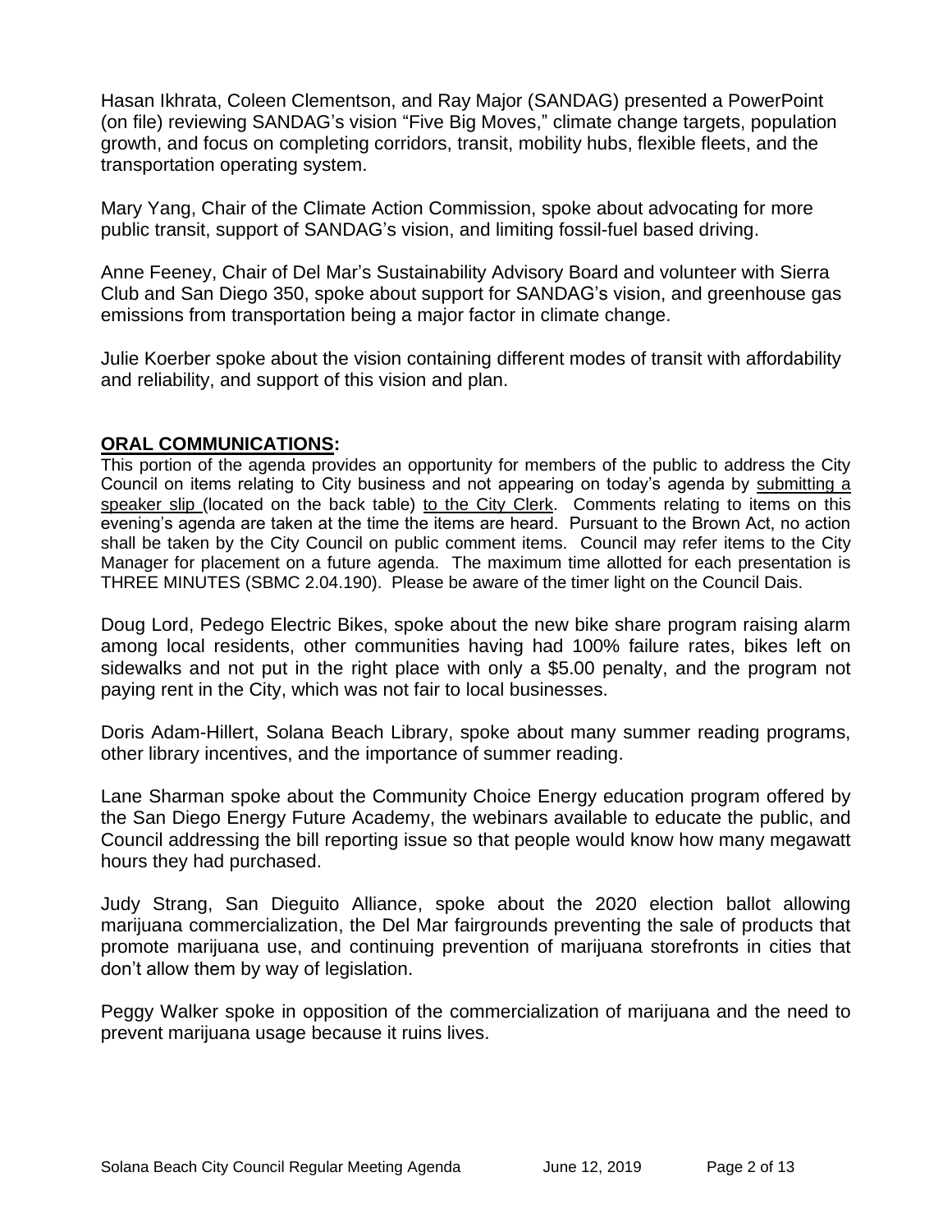Hasan Ikhrata, Coleen Clementson, and Ray Major (SANDAG) presented a PowerPoint (on file) reviewing SANDAG's vision "Five Big Moves," climate change targets, population growth, and focus on completing corridors, transit, mobility hubs, flexible fleets, and the transportation operating system.

Mary Yang, Chair of the Climate Action Commission, spoke about advocating for more public transit, support of SANDAG's vision, and limiting fossil-fuel based driving.

Anne Feeney, Chair of Del Mar's Sustainability Advisory Board and volunteer with Sierra Club and San Diego 350, spoke about support for SANDAG's vision, and greenhouse gas emissions from transportation being a major factor in climate change.

Julie Koerber spoke about the vision containing different modes of transit with affordability and reliability, and support of this vision and plan.

**ORAL COMMUNICATIONS:**

This portion of the agenda provides an opportunity for members of the public to address the City Council on items relating to City business and not appearing on today's agenda by submitting a speaker slip (located on the back table) to the City Clerk. Comments relating to items on this evening's agenda are taken at the time the items are heard. Pursuant to the Brown Act, no action shall be taken by the City Council on public comment items. Council may refer items to the City Manager for placement on a future agenda. The maximum time allotted for each presentation is THREE MINUTES (SBMC 2.04.190). Please be aware of the timer light on the Council Dais.

Doug Lord, Pedego Electric Bikes, spoke about the new bike share program raising alarm among local residents, other communities having had 100% failure rates, bikes left on sidewalks and not put in the right place with only a $5.00 penalty, and the program not paying rent in the City, which was not fair to local businesses.

Doris Adam-Hillert, Solana Beach Library, spoke about many summer reading programs, other library incentives, and the importance of summer reading.

Lane Sharman spoke about the Community Choice Energy education program offered by the San Diego Energy Future Academy, the webinars available to educate the public, and Council addressing the bill reporting issue so that people would know how many megawatt hours they had purchased.

Judy Strang, San Dieguito Alliance, spoke about the 2020 election ballot allowing marijuana commercialization, the Del Mar fairgrounds preventing the sale of products that promote marijuana use, and continuing prevention of marijuana storefronts in cities that don't allow them by way of legislation.

Peggy Walker spoke in opposition of the commercialization of marijuana and the need to prevent marijuana usage because it ruins lives.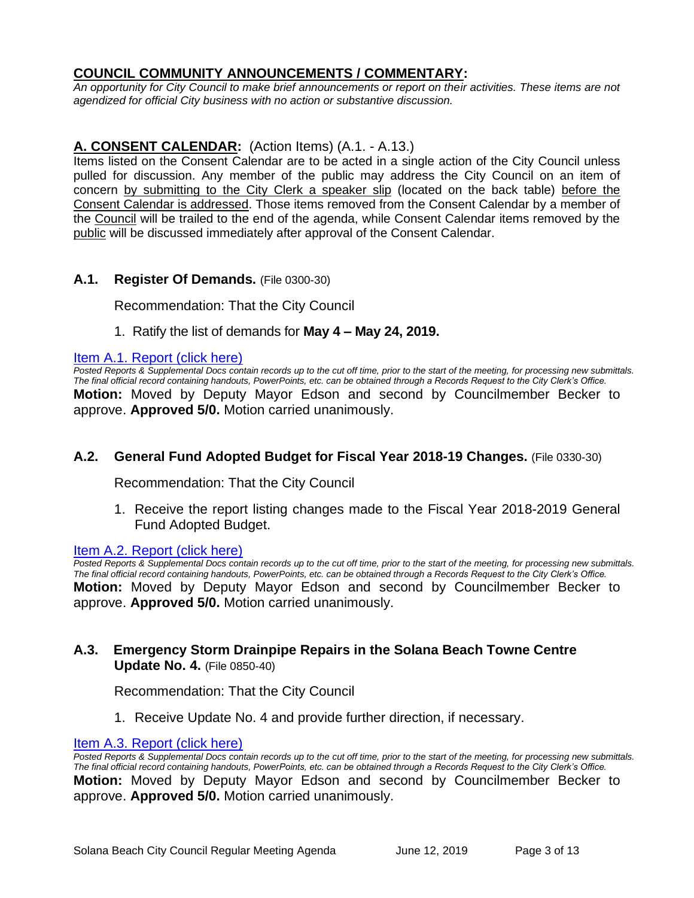## **COUNCIL COMMUNITY ANNOUNCEMENTS / COMMENTARY:**

*An opportunity for City Council to make brief announcements or report on their activities. These items are not agendized for official City business with no action or substantive discussion.*

## **A. CONSENT CALENDAR:** (Action Items) (A.1. - A.13.)

Items listed on the Consent Calendar are to be acted in a single action of the City Council unless pulled for discussion. Any member of the public may address the City Council on an item of concern by submitting to the City Clerk a speaker slip (located on the back table) before the Consent Calendar is addressed. Those items removed from the Consent Calendar by a member of the Council will be trailed to the end of the agenda, while Consent Calendar items removed by the public will be discussed immediately after approval of the Consent Calendar.

### **A.1. Register Of Demands.** (File 0300-30)

Recommendation: That the City Council

1. Ratify the list of demands for **May 4 – May 24, 2019.**

Item A.1. Report (click here)

*Posted Reports & Supplemental Docs contain records up to the cut off time, prior to the start of the meeting, for processing new submittals. The final official record containing handouts, PowerPoints, etc. can be obtained through a Records Request to the City Clerk's Office.*

**Motion:** Moved by Deputy Mayor Edson and second by Councilmember Becker to approve. **Approved 5/0.** Motion carried unanimously.

### **A.2. General Fund Adopted Budget for Fiscal Year 2018-19 Changes.** (File 0330-30)

Recommendation: That the City Council

1. Receive the report listing changes made to the Fiscal Year 2018-2019 General Fund Adopted Budget.

Item A.2. Report (click here)

*Posted Reports & Supplemental Docs contain records up to the cut off time, prior to the start of the meeting, for processing new submittals. The final official record containing handouts, PowerPoints, etc. can be obtained through a Records Request to the City Clerk's Office.*

**Motion:** Moved by Deputy Mayor Edson and second by Councilmember Becker to approve. **Approved 5/0.** Motion carried unanimously.

### **A.3. Emergency Storm Drainpipe Repairs in the Solana Beach Towne Centre Update No. 4.** (File 0850-40)

Recommendation: That the City Council

1. Receive Update No. 4 and provide further direction, if necessary.

Item A.3. Report (click here)

*Posted Reports & Supplemental Docs contain records up to the cut off time, prior to the start of the meeting, for processing new submittals. The final official record containing handouts, PowerPoints, etc. can be obtained through a Records Request to the City Clerk's Office.*

**Motion:** Moved by Deputy Mayor Edson and second by Councilmember Becker to approve. **Approved 5/0.** Motion carried unanimously.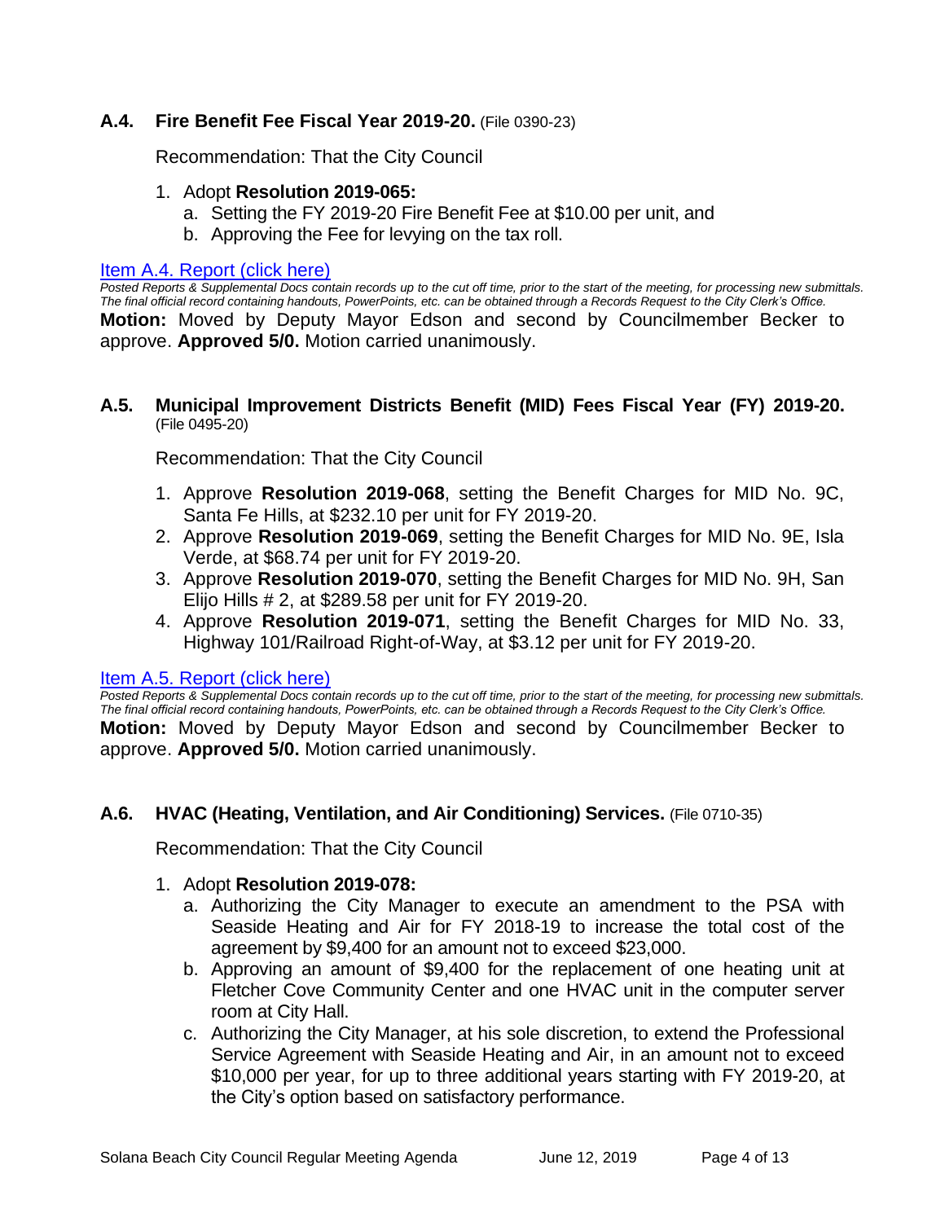### A.4. Fire Benefit Fee Fiscal Year 2019-20. (File 0390-23)

Recommendation: That the City Council

1. Adopt **Resolution 2019-065:**
   a. Setting the FY 2019-20 Fire Benefit Fee at $10.00 per unit, and
   b. Approving the Fee for levying on the tax roll.

[Item A.4. Report (click here)]

*Posted Reports & Supplemental Docs contain records up to the cut off time, prior to the start of the meeting, for processing new submittals. The final official record containing handouts, PowerPoints, etc. can be obtained through a Records Request to the City Clerk's Office.*

**Motion:** Moved by Deputy Mayor Edson and second by Councilmember Becker to approve. **Approved 5/0.** Motion carried unanimously.

### A.5. Municipal Improvement Districts Benefit (MID) Fees Fiscal Year (FY) 2019-20. (File 0495-20)

Recommendation: That the City Council

1. Approve **Resolution 2019-068**, setting the Benefit Charges for MID No. 9C, Santa Fe Hills, at $232.10 per unit for FY 2019-20.
2. Approve **Resolution 2019-069**, setting the Benefit Charges for MID No. 9E, Isla Verde, at $68.74 per unit for FY 2019-20.
3. Approve **Resolution 2019-070**, setting the Benefit Charges for MID No. 9H, San Elijo Hills # 2, at $289.58 per unit for FY 2019-20.
4. Approve **Resolution 2019-071**, setting the Benefit Charges for MID No. 33, Highway 101/Railroad Right-of-Way, at $3.12 per unit for FY 2019-20.

[Item A.5. Report (click here)]

*Posted Reports & Supplemental Docs contain records up to the cut off time, prior to the start of the meeting, for processing new submittals. The final official record containing handouts, PowerPoints, etc. can be obtained through a Records Request to the City Clerk's Office.*

**Motion:** Moved by Deputy Mayor Edson and second by Councilmember Becker to approve. **Approved 5/0.** Motion carried unanimously.

### A.6. HVAC (Heating, Ventilation, and Air Conditioning) Services. (File 0710-35)

Recommendation: That the City Council

1. Adopt **Resolution 2019-078:**
   a. Authorizing the City Manager to execute an amendment to the PSA with Seaside Heating and Air for FY 2018-19 to increase the total cost of the agreement by $9,400 for an amount not to exceed $23,000.
   b. Approving an amount of $9,400 for the replacement of one heating unit at Fletcher Cove Community Center and one HVAC unit in the computer server room at City Hall.
   c. Authorizing the City Manager, at his sole discretion, to extend the Professional Service Agreement with Seaside Heating and Air, in an amount not to exceed $10,000 per year, for up to three additional years starting with FY 2019-20, at the City's option based on satisfactory performance.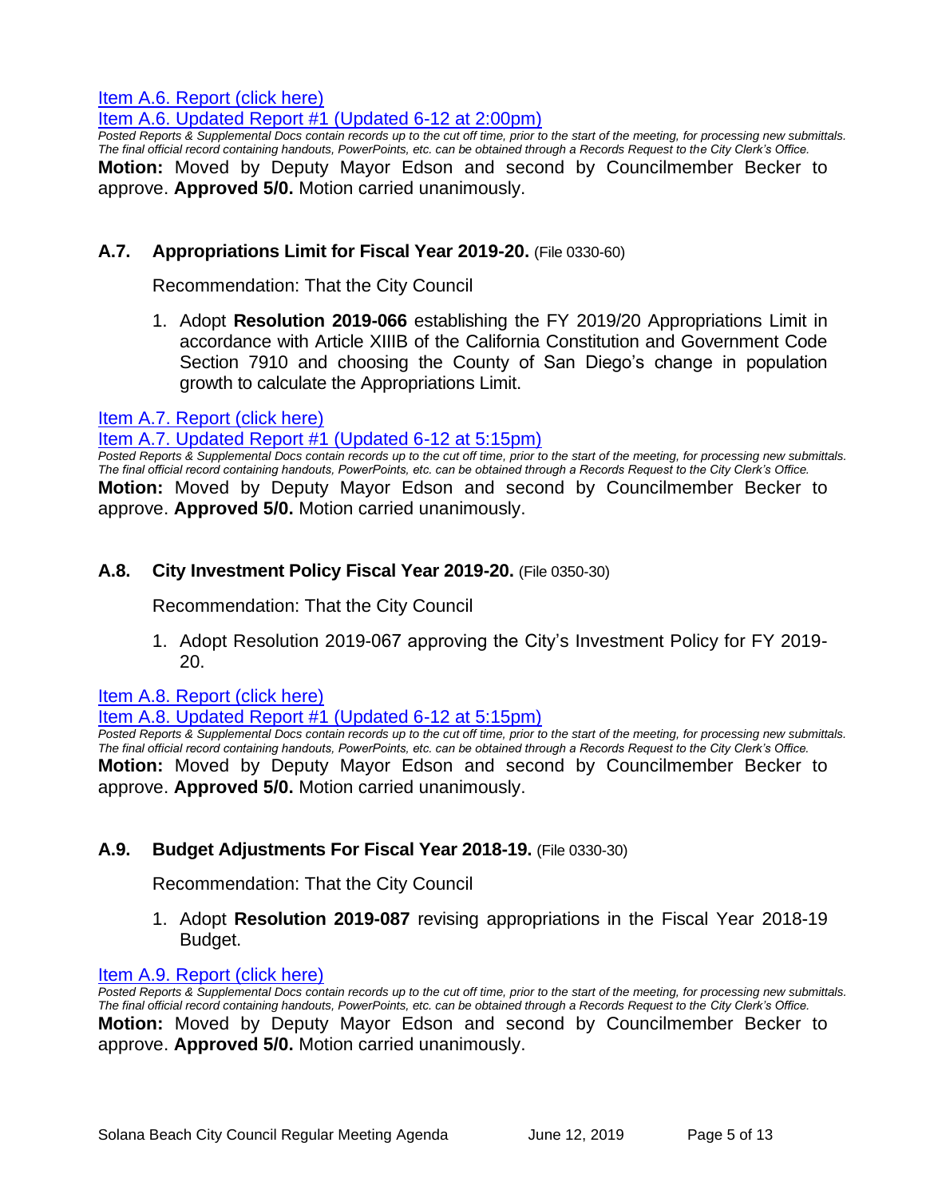[Item A.6. Report (click here)]

[Item A.6. Updated Report #1 (Updated 6-12 at 2:00pm)]

*Posted Reports & Supplemental Docs contain records up to the cut off time, prior to the start of the meeting, for processing new submittals. The final official record containing handouts, PowerPoints, etc. can be obtained through a Records Request to the City Clerk's Office.*

**Motion:** Moved by Deputy Mayor Edson and second by Councilmember Becker to approve. **Approved 5/0.** Motion carried unanimously.

### A.7. Appropriations Limit for Fiscal Year 2019-20. (File 0330-60)

Recommendation: That the City Council

1. Adopt **Resolution 2019-066** establishing the FY 2019/20 Appropriations Limit in accordance with Article XIIIB of the California Constitution and Government Code Section 7910 and choosing the County of San Diego's change in population growth to calculate the Appropriations Limit.

[Item A.7. Report (click here)]

[Item A.7. Updated Report #1 (Updated 6-12 at 5:15pm)]

*Posted Reports & Supplemental Docs contain records up to the cut off time, prior to the start of the meeting, for processing new submittals. The final official record containing handouts, PowerPoints, etc. can be obtained through a Records Request to the City Clerk's Office.*

**Motion:** Moved by Deputy Mayor Edson and second by Councilmember Becker to approve. **Approved 5/0.** Motion carried unanimously.

### A.8. City Investment Policy Fiscal Year 2019-20. (File 0350-30)

Recommendation: That the City Council

1. Adopt Resolution 2019-067 approving the City's Investment Policy for FY 2019-20.

[Item A.8. Report (click here)]

[Item A.8. Updated Report #1 (Updated 6-12 at 5:15pm)]

*Posted Reports & Supplemental Docs contain records up to the cut off time, prior to the start of the meeting, for processing new submittals. The final official record containing handouts, PowerPoints, etc. can be obtained through a Records Request to the City Clerk's Office.*

**Motion:** Moved by Deputy Mayor Edson and second by Councilmember Becker to approve. **Approved 5/0.** Motion carried unanimously.

### A.9. Budget Adjustments For Fiscal Year 2018-19. (File 0330-30)

Recommendation: That the City Council

1. Adopt **Resolution 2019-087** revising appropriations in the Fiscal Year 2018-19 Budget.

[Item A.9. Report (click here)]

*Posted Reports & Supplemental Docs contain records up to the cut off time, prior to the start of the meeting, for processing new submittals. The final official record containing handouts, PowerPoints, etc. can be obtained through a Records Request to the City Clerk's Office.*

**Motion:** Moved by Deputy Mayor Edson and second by Councilmember Becker to approve. **Approved 5/0.** Motion carried unanimously.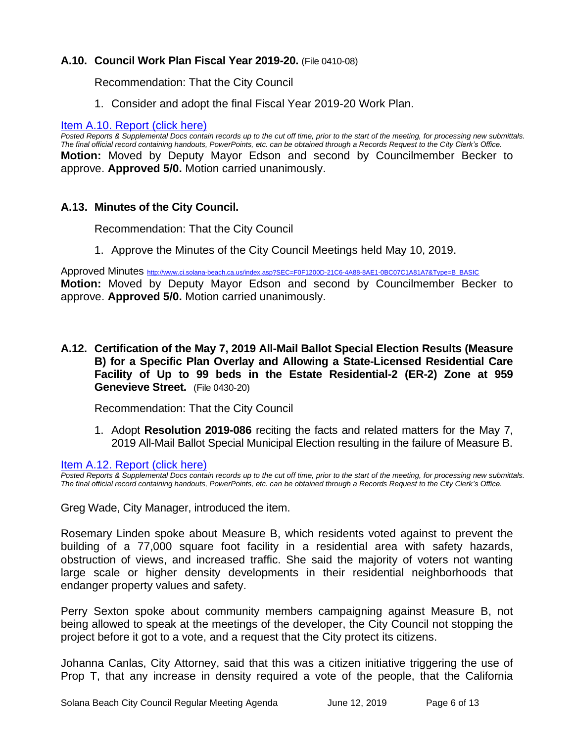### A.10. Council Work Plan Fiscal Year 2019-20. (File 0410-08)

Recommendation: That the City Council

1. Consider and adopt the final Fiscal Year 2019-20 Work Plan.

[Item A.10. Report (click here)]

*Posted Reports & Supplemental Docs contain records up to the cut off time, prior to the start of the meeting, for processing new submittals. The final official record containing handouts, PowerPoints, etc. can be obtained through a Records Request to the City Clerk's Office.*

**Motion:** Moved by Deputy Mayor Edson and second by Councilmember Becker to approve. **Approved 5/0.** Motion carried unanimously.

### A.13. Minutes of the City Council.

Recommendation: That the City Council

1. Approve the Minutes of the City Council Meetings held May 10, 2019.

Approved Minutes http://www.ci.solana-beach.ca.us/index.asp?SEC=F0F1200D-21C6-4A88-8AE1-0BC07C1A81A7&Type=B_BASIC

**Motion:** Moved by Deputy Mayor Edson and second by Councilmember Becker to approve. **Approved 5/0.** Motion carried unanimously.

### A.12. Certification of the May 7, 2019 All-Mail Ballot Special Election Results (Measure B) for a Specific Plan Overlay and Allowing a State-Licensed Residential Care Facility of Up to 99 beds in the Estate Residential-2 (ER-2) Zone at 959 Genevieve Street. (File 0430-20)

Recommendation: That the City Council

1. Adopt **Resolution 2019-086** reciting the facts and related matters for the May 7, 2019 All-Mail Ballot Special Municipal Election resulting in the failure of Measure B.

[Item A.12. Report (click here)]

*Posted Reports & Supplemental Docs contain records up to the cut off time, prior to the start of the meeting, for processing new submittals. The final official record containing handouts, PowerPoints, etc. can be obtained through a Records Request to the City Clerk's Office.*

Greg Wade, City Manager, introduced the item.

Rosemary Linden spoke about Measure B, which residents voted against to prevent the building of a 77,000 square foot facility in a residential area with safety hazards, obstruction of views, and increased traffic. She said the majority of voters not wanting large scale or higher density developments in their residential neighborhoods that endanger property values and safety.

Perry Sexton spoke about community members campaigning against Measure B, not being allowed to speak at the meetings of the developer, the City Council not stopping the project before it got to a vote, and a request that the City protect its citizens.

Johanna Canlas, City Attorney, said that this was a citizen initiative triggering the use of Prop T, that any increase in density required a vote of the people, that the California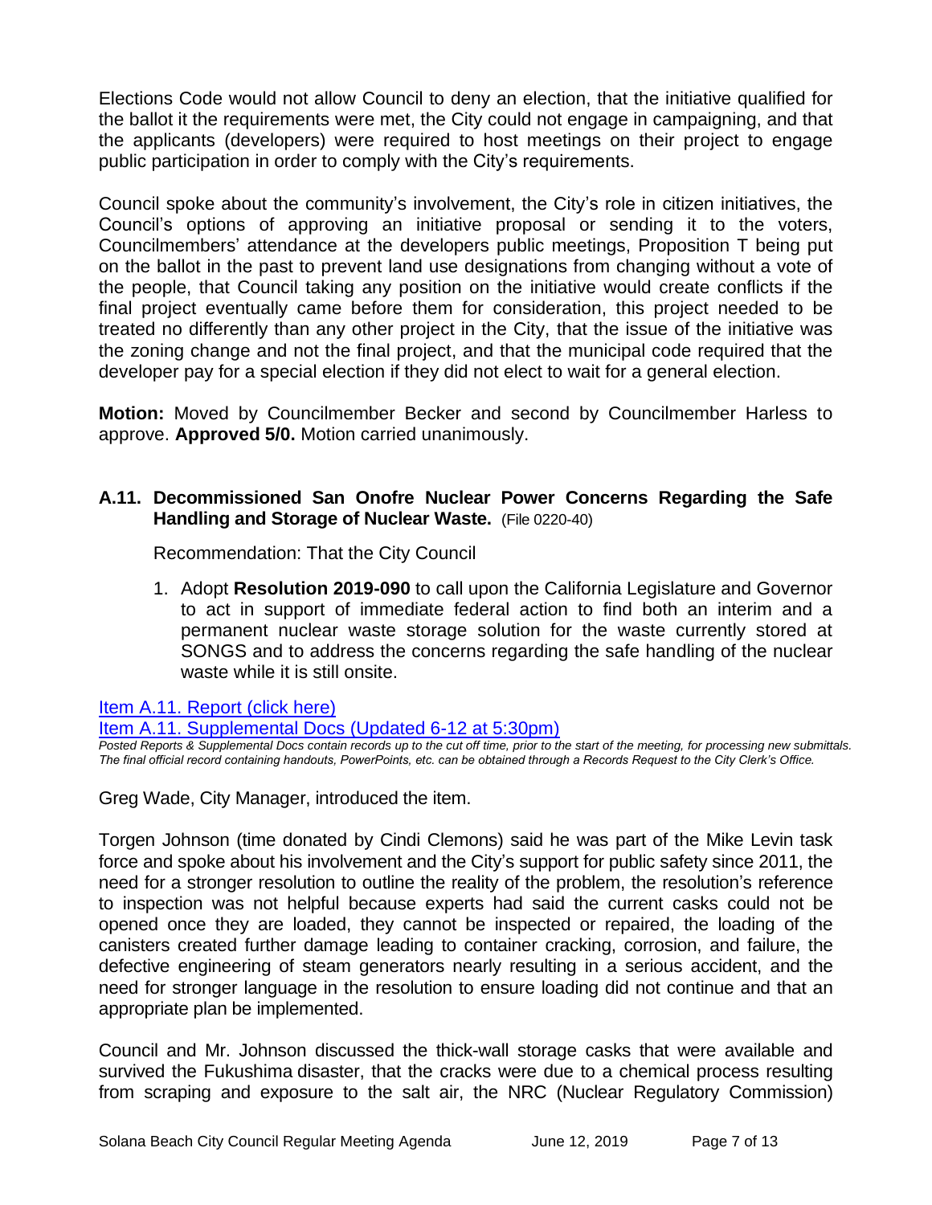Elections Code would not allow Council to deny an election, that the initiative qualified for the ballot it the requirements were met, the City could not engage in campaigning, and that the applicants (developers) were required to host meetings on their project to engage public participation in order to comply with the City's requirements.

Council spoke about the community's involvement, the City's role in citizen initiatives, the Council's options of approving an initiative proposal or sending it to the voters, Councilmembers' attendance at the developers public meetings, Proposition T being put on the ballot in the past to prevent land use designations from changing without a vote of the people, that Council taking any position on the initiative would create conflicts if the final project eventually came before them for consideration, this project needed to be treated no differently than any other project in the City, that the issue of the initiative was the zoning change and not the final project, and that the municipal code required that the developer pay for a special election if they did not elect to wait for a general election.

**Motion:** Moved by Councilmember Becker and second by Councilmember Harless to approve. **Approved 5/0.** Motion carried unanimously.

### A.11. Decommissioned San Onofre Nuclear Power Concerns Regarding the Safe Handling and Storage of Nuclear Waste. (File 0220-40)

Recommendation: That the City Council

1. Adopt **Resolution 2019-090** to call upon the California Legislature and Governor to act in support of immediate federal action to find both an interim and a permanent nuclear waste storage solution for the waste currently stored at SONGS and to address the concerns regarding the safe handling of the nuclear waste while it is still onsite.

Item A.11. Report (click here)
Item A.11. Supplemental Docs (Updated 6-12 at 5:30pm)

*Posted Reports & Supplemental Docs contain records up to the cut off time, prior to the start of the meeting, for processing new submittals. The final official record containing handouts, PowerPoints, etc. can be obtained through a Records Request to the City Clerk's Office.*

Greg Wade, City Manager, introduced the item.

Torgen Johnson (time donated by Cindi Clemons) said he was part of the Mike Levin task force and spoke about his involvement and the City's support for public safety since 2011, the need for a stronger resolution to outline the reality of the problem, the resolution's reference to inspection was not helpful because experts had said the current casks could not be opened once they are loaded, they cannot be inspected or repaired, the loading of the canisters created further damage leading to container cracking, corrosion, and failure, the defective engineering of steam generators nearly resulting in a serious accident, and the need for stronger language in the resolution to ensure loading did not continue and that an appropriate plan be implemented.

Council and Mr. Johnson discussed the thick-wall storage casks that were available and survived the Fukushima disaster, that the cracks were due to a chemical process resulting from scraping and exposure to the salt air, the NRC (Nuclear Regulatory Commission)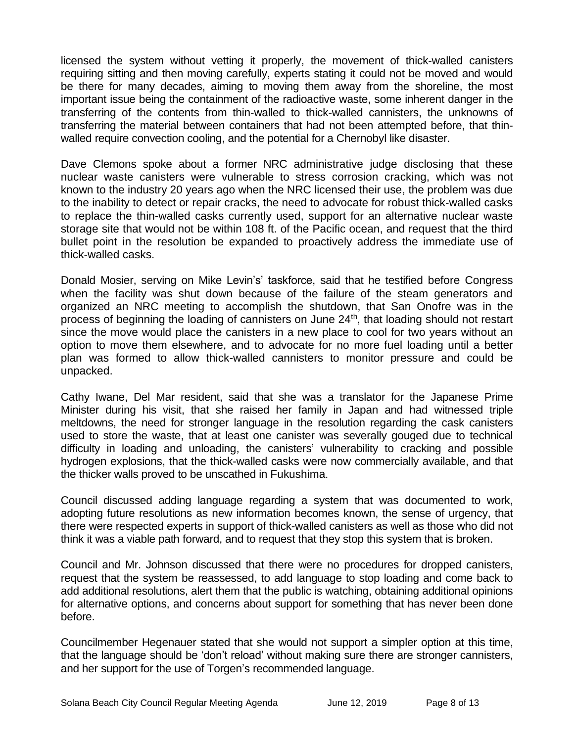licensed the system without vetting it properly, the movement of thick-walled canisters requiring sitting and then moving carefully, experts stating it could not be moved and would be there for many decades, aiming to moving them away from the shoreline, the most important issue being the containment of the radioactive waste, some inherent danger in the transferring of the contents from thin-walled to thick-walled cannisters, the unknowns of transferring the material between containers that had not been attempted before, that thin-walled require convection cooling, and the potential for a Chernobyl like disaster.

Dave Clemons spoke about a former NRC administrative judge disclosing that these nuclear waste canisters were vulnerable to stress corrosion cracking, which was not known to the industry 20 years ago when the NRC licensed their use, the problem was due to the inability to detect or repair cracks, the need to advocate for robust thick-walled casks to replace the thin-walled casks currently used, support for an alternative nuclear waste storage site that would not be within 108 ft. of the Pacific ocean, and request that the third bullet point in the resolution be expanded to proactively address the immediate use of thick-walled casks.

Donald Mosier, serving on Mike Levin's' taskforce, said that he testified before Congress when the facility was shut down because of the failure of the steam generators and organized an NRC meeting to accomplish the shutdown, that San Onofre was in the process of beginning the loading of cannisters on June 24th, that loading should not restart since the move would place the canisters in a new place to cool for two years without an option to move them elsewhere, and to advocate for no more fuel loading until a better plan was formed to allow thick-walled cannisters to monitor pressure and could be unpacked.

Cathy Iwane, Del Mar resident, said that she was a translator for the Japanese Prime Minister during his visit, that she raised her family in Japan and had witnessed triple meltdowns, the need for stronger language in the resolution regarding the cask canisters used to store the waste, that at least one canister was severally gouged due to technical difficulty in loading and unloading, the canisters' vulnerability to cracking and possible hydrogen explosions, that the thick-walled casks were now commercially available, and that the thicker walls proved to be unscathed in Fukushima.

Council discussed adding language regarding a system that was documented to work, adopting future resolutions as new information becomes known, the sense of urgency, that there were respected experts in support of thick-walled canisters as well as those who did not think it was a viable path forward, and to request that they stop this system that is broken.

Council and Mr. Johnson discussed that there were no procedures for dropped canisters, request that the system be reassessed, to add language to stop loading and come back to add additional resolutions, alert them that the public is watching, obtaining additional opinions for alternative options, and concerns about support for something that has never been done before.

Councilmember Hegenauer stated that she would not support a simpler option at this time, that the language should be 'don't reload' without making sure there are stronger cannisters, and her support for the use of Torgen's recommended language.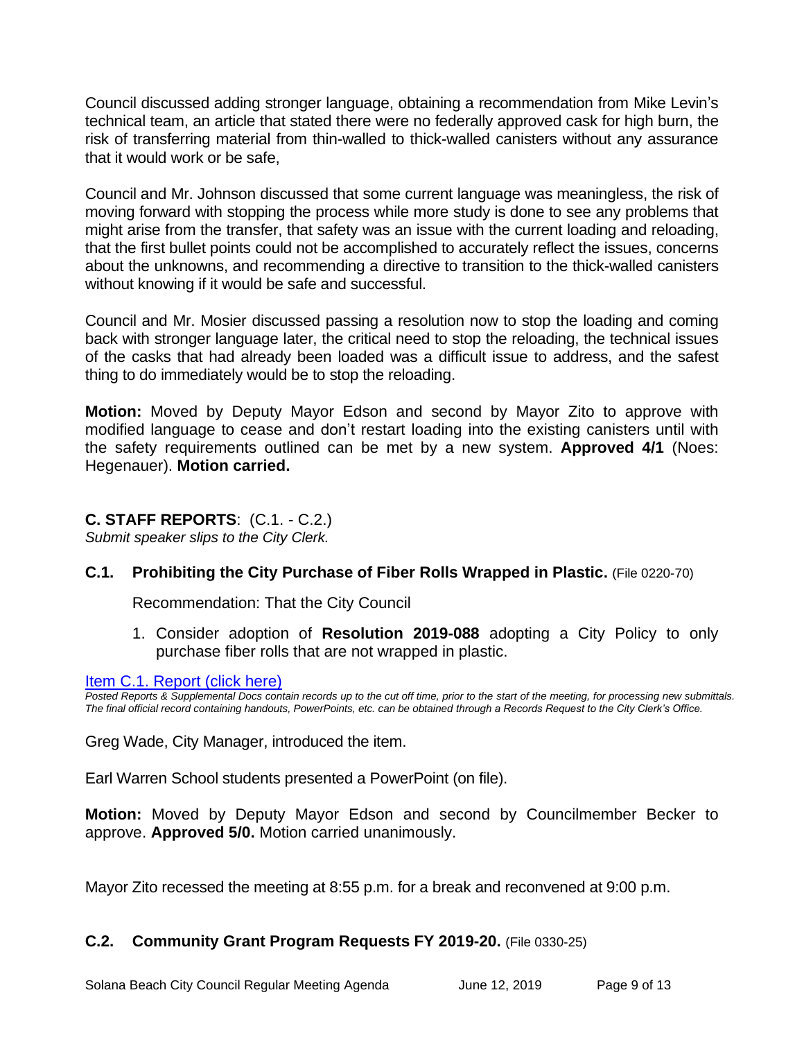Council discussed adding stronger language, obtaining a recommendation from Mike Levin's technical team, an article that stated there were no federally approved cask for high burn, the risk of transferring material from thin-walled to thick-walled canisters without any assurance that it would work or be safe,

Council and Mr. Johnson discussed that some current language was meaningless, the risk of moving forward with stopping the process while more study is done to see any problems that might arise from the transfer, that safety was an issue with the current loading and reloading, that the first bullet points could not be accomplished to accurately reflect the issues, concerns about the unknowns, and recommending a directive to transition to the thick-walled canisters without knowing if it would be safe and successful.

Council and Mr. Mosier discussed passing a resolution now to stop the loading and coming back with stronger language later, the critical need to stop the reloading, the technical issues of the casks that had already been loaded was a difficult issue to address, and the safest thing to do immediately would be to stop the reloading.

**Motion:** Moved by Deputy Mayor Edson and second by Mayor Zito to approve with modified language to cease and don't restart loading into the existing canisters until with the safety requirements outlined can be met by a new system. **Approved 4/1** (Noes: Hegenauer). **Motion carried.**

## C. STAFF REPORTS: (C.1. - C.2.)

*Submit speaker slips to the City Clerk.*

### C.1. Prohibiting the City Purchase of Fiber Rolls Wrapped in Plastic. (File 0220-70)

Recommendation: That the City Council

1. Consider adoption of **Resolution 2019-088** adopting a City Policy to only purchase fiber rolls that are not wrapped in plastic.

[Item C.1. Report (click here)]

*Posted Reports & Supplemental Docs contain records up to the cut off time, prior to the start of the meeting, for processing new submittals. The final official record containing handouts, PowerPoints, etc. can be obtained through a Records Request to the City Clerk's Office.*

Greg Wade, City Manager, introduced the item.

Earl Warren School students presented a PowerPoint (on file).

**Motion:** Moved by Deputy Mayor Edson and second by Councilmember Becker to approve. **Approved 5/0.** Motion carried unanimously.

Mayor Zito recessed the meeting at 8:55 p.m. for a break and reconvened at 9:00 p.m.

### C.2. Community Grant Program Requests FY 2019-20. (File 0330-25)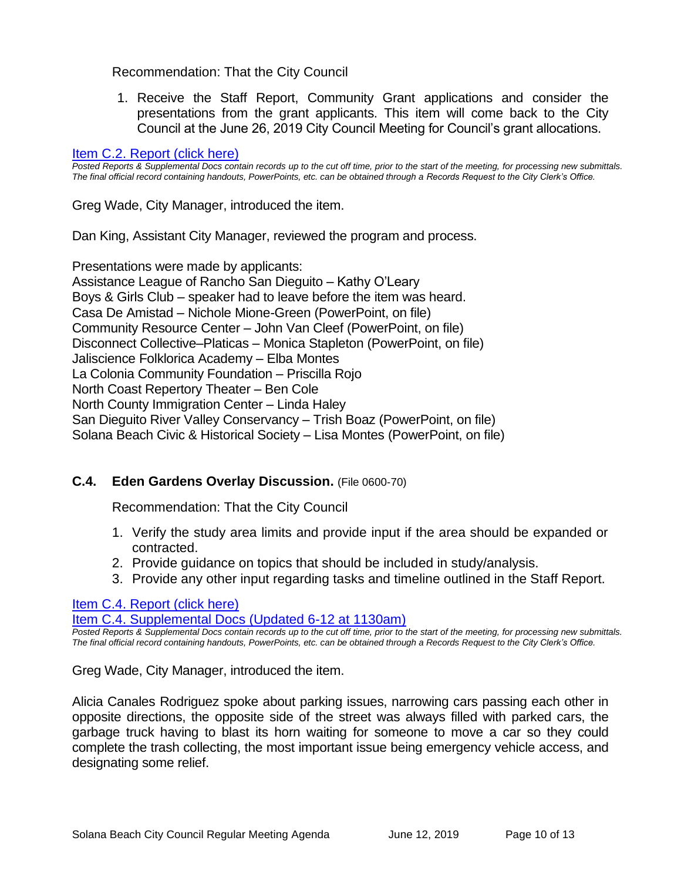Recommendation: That the City Council

1. Receive the Staff Report, Community Grant applications and consider the presentations from the grant applicants. This item will come back to the City Council at the June 26, 2019 City Council Meeting for Council's grant allocations.

[Item C.2. Report (click here)]

*Posted Reports & Supplemental Docs contain records up to the cut off time, prior to the start of the meeting, for processing new submittals. The final official record containing handouts, PowerPoints, etc. can be obtained through a Records Request to the City Clerk's Office.*

Greg Wade, City Manager, introduced the item.

Dan King, Assistant City Manager, reviewed the program and process.

Presentations were made by applicants:
Assistance League of Rancho San Dieguito – Kathy O'Leary
Boys & Girls Club – speaker had to leave before the item was heard.
Casa De Amistad – Nichole Mione-Green (PowerPoint, on file)
Community Resource Center – John Van Cleef (PowerPoint, on file)
Disconnect Collective–Platicas – Monica Stapleton (PowerPoint, on file)
Jaliscience Folklorica Academy – Elba Montes
La Colonia Community Foundation – Priscilla Rojo
North Coast Repertory Theater – Ben Cole
North County Immigration Center – Linda Haley
San Dieguito River Valley Conservancy – Trish Boaz (PowerPoint, on file)
Solana Beach Civic & Historical Society – Lisa Montes (PowerPoint, on file)

### C.4. Eden Gardens Overlay Discussion. (File 0600-70)

Recommendation: That the City Council

1. Verify the study area limits and provide input if the area should be expanded or contracted.
2. Provide guidance on topics that should be included in study/analysis.
3. Provide any other input regarding tasks and timeline outlined in the Staff Report.

[Item C.4. Report (click here)]
[Item C.4. Supplemental Docs (Updated 6-12 at 1130am)]

*Posted Reports & Supplemental Docs contain records up to the cut off time, prior to the start of the meeting, for processing new submittals. The final official record containing handouts, PowerPoints, etc. can be obtained through a Records Request to the City Clerk's Office.*

Greg Wade, City Manager, introduced the item.

Alicia Canales Rodriguez spoke about parking issues, narrowing cars passing each other in opposite directions, the opposite side of the street was always filled with parked cars, the garbage truck having to blast its horn waiting for someone to move a car so they could complete the trash collecting, the most important issue being emergency vehicle access, and designating some relief.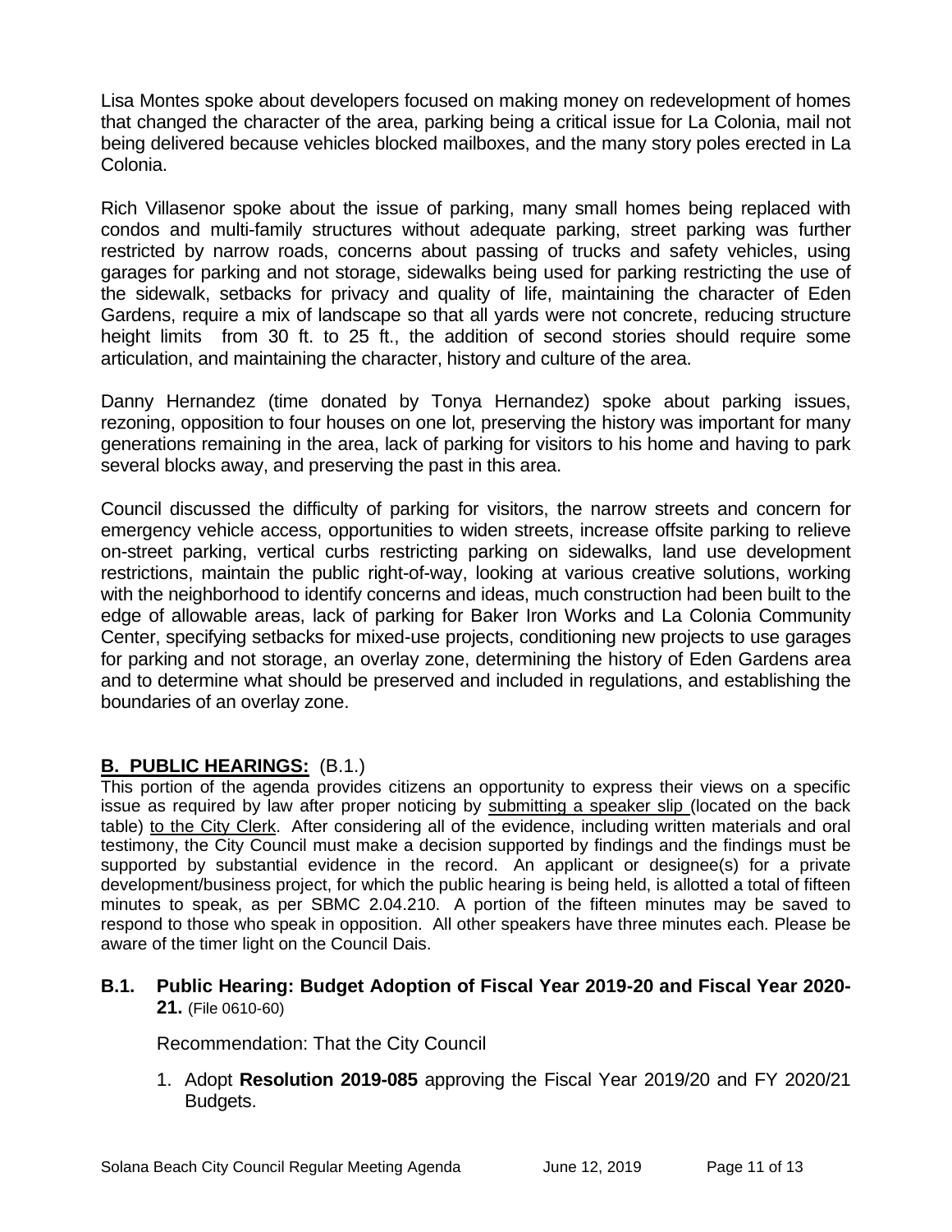Lisa Montes spoke about developers focused on making money on redevelopment of homes that changed the character of the area, parking being a critical issue for La Colonia, mail not being delivered because vehicles blocked mailboxes, and the many story poles erected in La Colonia.

Rich Villasenor spoke about the issue of parking, many small homes being replaced with condos and multi-family structures without adequate parking, street parking was further restricted by narrow roads, concerns about passing of trucks and safety vehicles, using garages for parking and not storage, sidewalks being used for parking restricting the use of the sidewalk, setbacks for privacy and quality of life, maintaining the character of Eden Gardens, require a mix of landscape so that all yards were not concrete, reducing structure height limits from 30 ft. to 25 ft., the addition of second stories should require some articulation, and maintaining the character, history and culture of the area.

Danny Hernandez (time donated by Tonya Hernandez) spoke about parking issues, rezoning, opposition to four houses on one lot, preserving the history was important for many generations remaining in the area, lack of parking for visitors to his home and having to park several blocks away, and preserving the past in this area.

Council discussed the difficulty of parking for visitors, the narrow streets and concern for emergency vehicle access, opportunities to widen streets, increase offsite parking to relieve on-street parking, vertical curbs restricting parking on sidewalks, land use development restrictions, maintain the public right-of-way, looking at various creative solutions, working with the neighborhood to identify concerns and ideas, much construction had been built to the edge of allowable areas, lack of parking for Baker Iron Works and La Colonia Community Center, specifying setbacks for mixed-use projects, conditioning new projects to use garages for parking and not storage, an overlay zone, determining the history of Eden Gardens area and to determine what should be preserved and included in regulations, and establishing the boundaries of an overlay zone.

## **B. PUBLIC HEARINGS:** (B.1.)

This portion of the agenda provides citizens an opportunity to express their views on a specific issue as required by law after proper noticing by submitting a speaker slip (located on the back table) to the City Clerk. After considering all of the evidence, including written materials and oral testimony, the City Council must make a decision supported by findings and the findings must be supported by substantial evidence in the record. An applicant or designee(s) for a private development/business project, for which the public hearing is being held, is allotted a total of fifteen minutes to speak, as per SBMC 2.04.210. A portion of the fifteen minutes may be saved to respond to those who speak in opposition. All other speakers have three minutes each. Please be aware of the timer light on the Council Dais.

### **B.1. Public Hearing: Budget Adoption of Fiscal Year 2019-20 and Fiscal Year 2020-21.** (File 0610-60)

Recommendation: That the City Council

1. Adopt **Resolution 2019-085** approving the Fiscal Year 2019/20 and FY 2020/21 Budgets.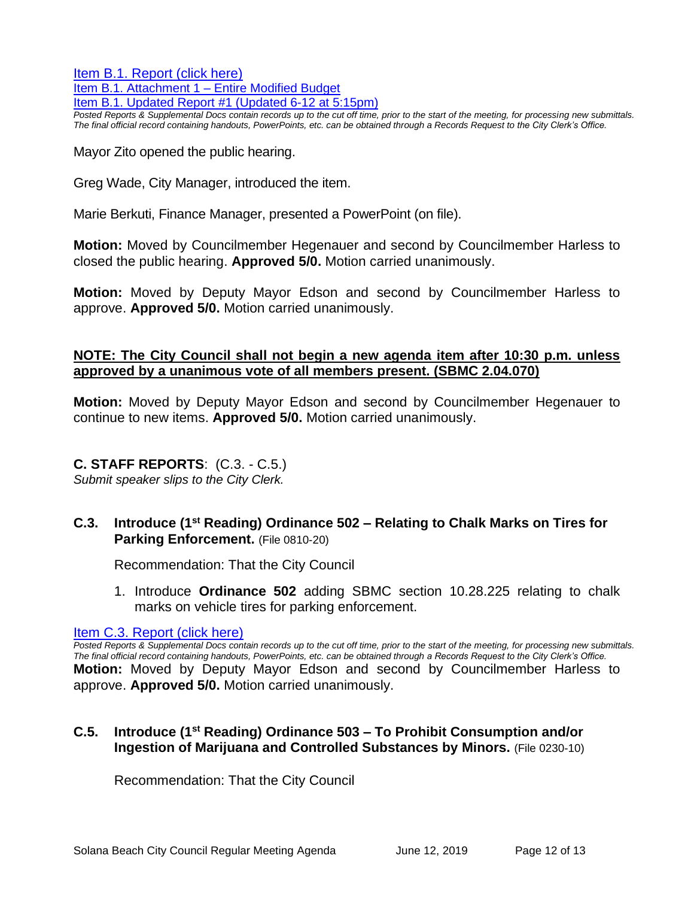[Item B.1. Report (click here)](#)
[Item B.1. Attachment 1 – Entire Modified Budget](#)
[Item B.1. Updated Report #1 (Updated 6-12 at 5:15pm)](#)

*Posted Reports & Supplemental Docs contain records up to the cut off time, prior to the start of the meeting, for processing new submittals. The final official record containing handouts, PowerPoints, etc. can be obtained through a Records Request to the City Clerk's Office.*

Mayor Zito opened the public hearing.

Greg Wade, City Manager, introduced the item.

Marie Berkuti, Finance Manager, presented a PowerPoint (on file).

**Motion:** Moved by Councilmember Hegenauer and second by Councilmember Harless to closed the public hearing. **Approved 5/0.** Motion carried unanimously.

**Motion:** Moved by Deputy Mayor Edson and second by Councilmember Harless to approve. **Approved 5/0.** Motion carried unanimously.

**NOTE: The City Council shall not begin a new agenda item after 10:30 p.m. unless approved by a unanimous vote of all members present. (SBMC 2.04.070)**

**Motion:** Moved by Deputy Mayor Edson and second by Councilmember Hegenauer to continue to new items. **Approved 5/0.** Motion carried unanimously.

## C. STAFF REPORTS: (C.3. - C.5.)

*Submit speaker slips to the City Clerk.*

### C.3. Introduce (1st Reading) Ordinance 502 – Relating to Chalk Marks on Tires for Parking Enforcement. (File 0810-20)

Recommendation: That the City Council

1. Introduce **Ordinance 502** adding SBMC section 10.28.225 relating to chalk marks on vehicle tires for parking enforcement.

[Item C.3. Report (click here)](#)

*Posted Reports & Supplemental Docs contain records up to the cut off time, prior to the start of the meeting, for processing new submittals. The final official record containing handouts, PowerPoints, etc. can be obtained through a Records Request to the City Clerk's Office.*

**Motion:** Moved by Deputy Mayor Edson and second by Councilmember Harless to approve. **Approved 5/0.** Motion carried unanimously.

### C.5. Introduce (1st Reading) Ordinance 503 – To Prohibit Consumption and/or Ingestion of Marijuana and Controlled Substances by Minors. (File 0230-10)

Recommendation: That the City Council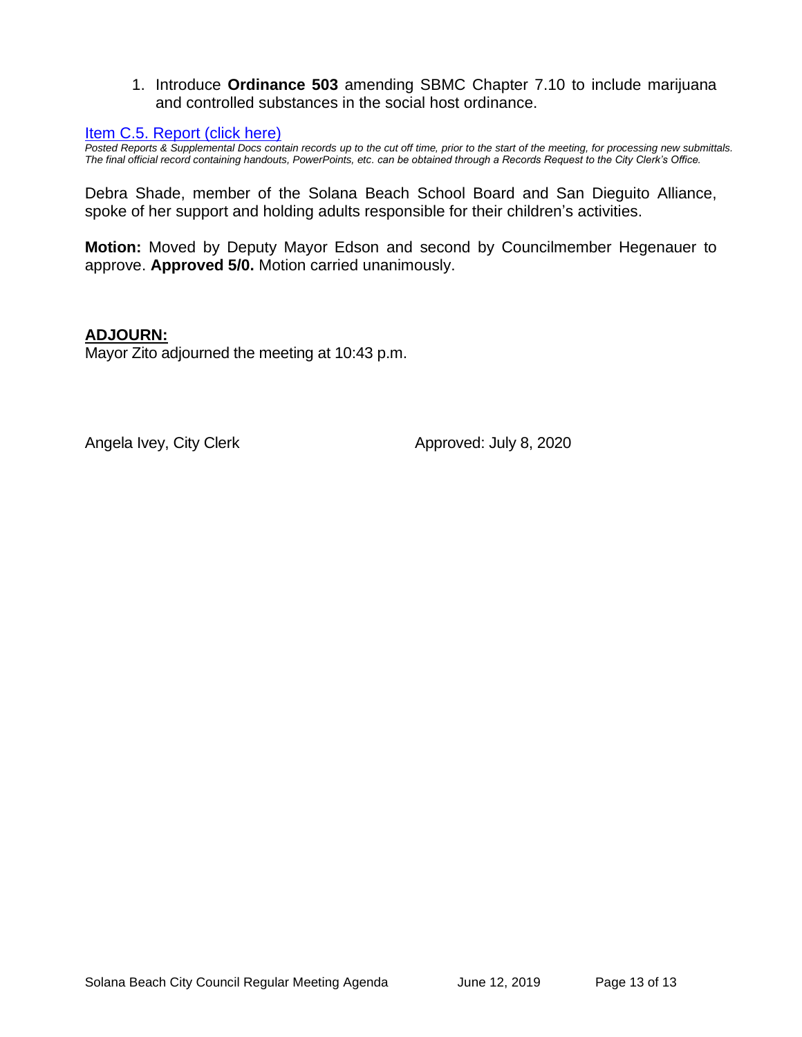1. Introduce **Ordinance 503** amending SBMC Chapter 7.10 to include marijuana and controlled substances in the social host ordinance.

Item C.5. Report (click here)

*Posted Reports & Supplemental Docs contain records up to the cut off time, prior to the start of the meeting, for processing new submittals. The final official record containing handouts, PowerPoints, etc. can be obtained through a Records Request to the City Clerk's Office.*

Debra Shade, member of the Solana Beach School Board and San Dieguito Alliance, spoke of her support and holding adults responsible for their children's activities.

**Motion:** Moved by Deputy Mayor Edson and second by Councilmember Hegenauer to approve. **Approved 5/0.** Motion carried unanimously.

**ADJOURN:**

Mayor Zito adjourned the meeting at 10:43 p.m.

Angela Ivey, City Clerk

Approved: July 8, 2020